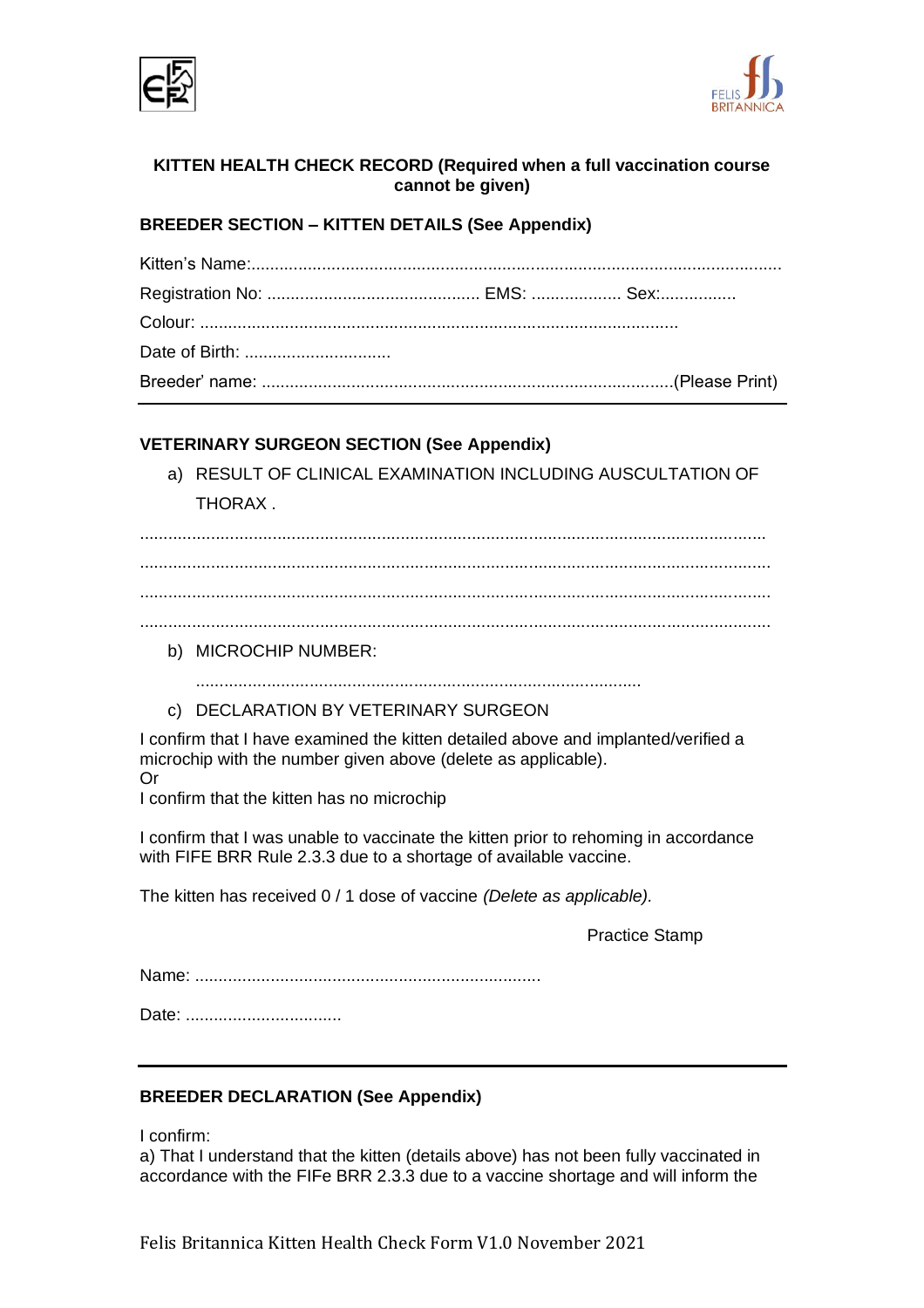**KITTEN HEALTH CHECK RECORD (Required when a full vaccination course cannot be given)**

**BREEDER SECTION – KITTEN DETAILS (See Appendix)**

Kitten's Name:.................................................................................................................

Registration No: ............................................ EMS: .................. Sex:................

Colour: ....................................................................................................

Date of Birth: ..............................

Breeder' name: .......................................................................................(Please Print)

---

**VETERINARY SURGEON SECTION (See Appendix)**

a) RESULT OF CLINICAL EXAMINATION INCLUDING AUSCULTATION OF THORAX .

....................................................................................................................................

....................................................................................................................................

....................................................................................................................................

....................................................................................................................................

b) MICROCHIP NUMBER:

.............................................................................................

c) DECLARATION BY VETERINARY SURGEON

I confirm that I have examined the kitten detailed above and implanted/verified a microchip with the number given above (delete as applicable).
Or
I confirm that the kitten has no microchip

I confirm that I was unable to vaccinate the kitten prior to rehoming in accordance with FIFE BRR Rule 2.3.3 due to a shortage of available vaccine.

The kitten has received 0 / 1 dose of vaccine *(Delete as applicable).*

Practice Stamp

Name: ........................................................................

Date: ................................

---

**BREEDER DECLARATION (See Appendix)**

I confirm:
a) That I understand that the kitten (details above) has not been fully vaccinated in accordance with the FIFe BRR 2.3.3 due to a vaccine shortage and will inform the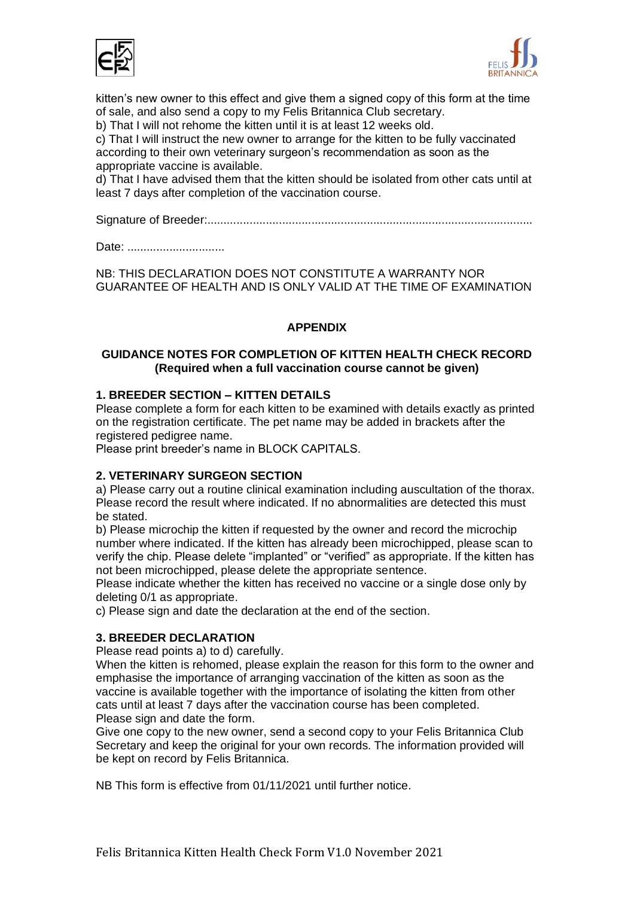kitten's new owner to this effect and give them a signed copy of this form at the time of sale, and also send a copy to my Felis Britannica Club secretary.

b) That I will not rehome the kitten until it is at least 12 weeks old.

c) That I will instruct the new owner to arrange for the kitten to be fully vaccinated according to their own veterinary surgeon's recommendation as soon as the appropriate vaccine is available.

d) That I have advised them that the kitten should be isolated from other cats until at least 7 days after completion of the vaccination course.

Signature of Breeder:......................................................................................................

Date: ..............................

NB: THIS DECLARATION DOES NOT CONSTITUTE A WARRANTY NOR GUARANTEE OF HEALTH AND IS ONLY VALID AT THE TIME OF EXAMINATION

## APPENDIX

### GUIDANCE NOTES FOR COMPLETION OF KITTEN HEALTH CHECK RECORD (Required when a full vaccination course cannot be given)

**1. BREEDER SECTION – KITTEN DETAILS**

Please complete a form for each kitten to be examined with details exactly as printed on the registration certificate. The pet name may be added in brackets after the registered pedigree name.

Please print breeder's name in BLOCK CAPITALS.

**2. VETERINARY SURGEON SECTION**

a) Please carry out a routine clinical examination including auscultation of the thorax. Please record the result where indicated. If no abnormalities are detected this must be stated.

b) Please microchip the kitten if requested by the owner and record the microchip number where indicated. If the kitten has already been microchipped, please scan to verify the chip. Please delete "implanted" or "verified" as appropriate. If the kitten has not been microchipped, please delete the appropriate sentence.

Please indicate whether the kitten has received no vaccine or a single dose only by deleting 0/1 as appropriate.

c) Please sign and date the declaration at the end of the section.

**3. BREEDER DECLARATION**

Please read points a) to d) carefully.

When the kitten is rehomed, please explain the reason for this form to the owner and emphasise the importance of arranging vaccination of the kitten as soon as the vaccine is available together with the importance of isolating the kitten from other cats until at least 7 days after the vaccination course has been completed.

Please sign and date the form.

Give one copy to the new owner, send a second copy to your Felis Britannica Club Secretary and keep the original for your own records. The information provided will be kept on record by Felis Britannica.

NB This form is effective from 01/11/2021 until further notice.